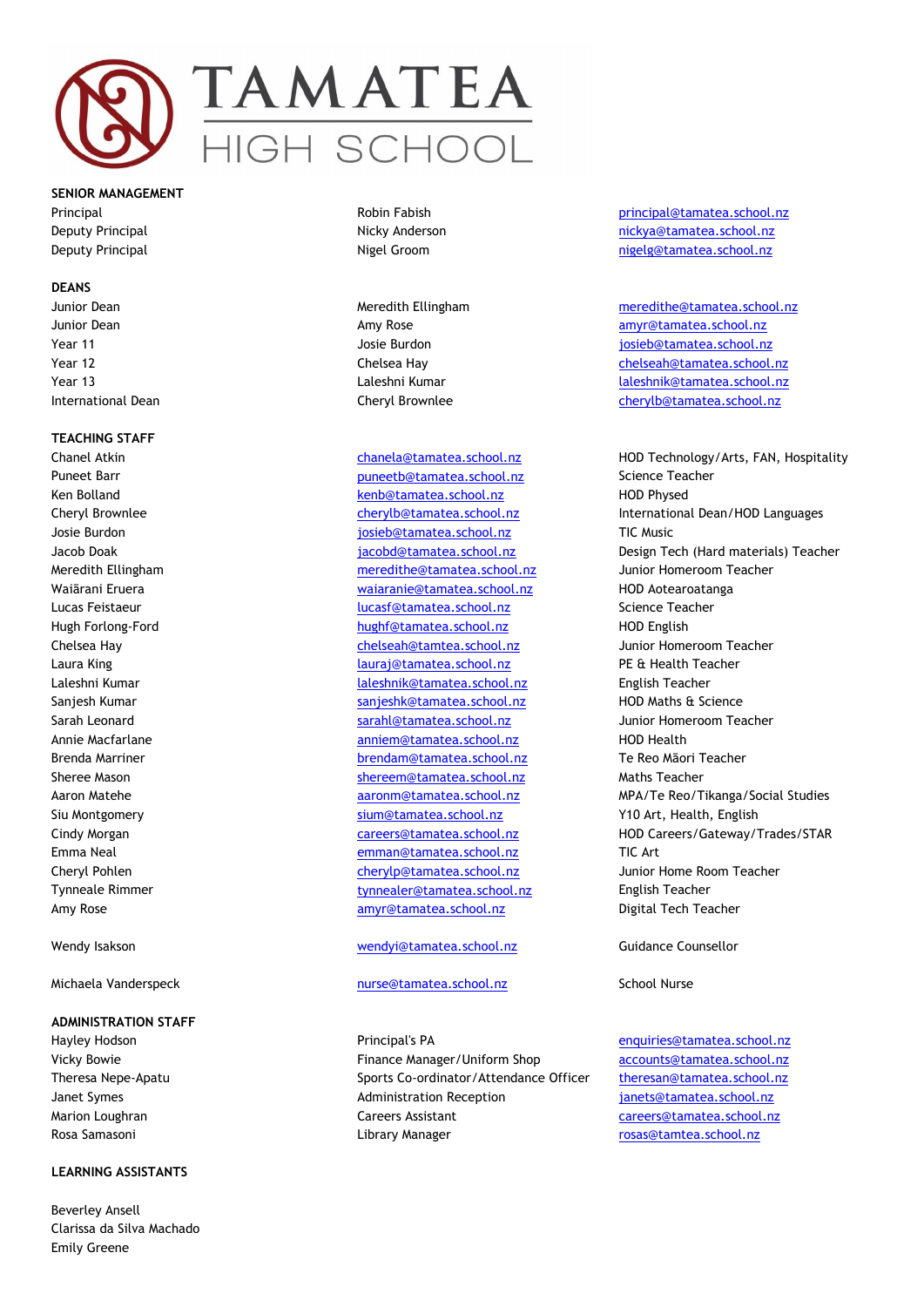# TAMATEA HIGH SCHOOL

## SENIOR MANAGEMENT

| | | |
|---|---|---|
| Principal | Robin Fabish | principal@tamatea.school.nz |
| Deputy Principal | Nicky Anderson | nickya@tamatea.school.nz |
| Deputy Principal | Nigel Groom | nigelg@tamatea.school.nz |

## DEANS

| | | |
|---|---|---|
| Junior Dean | Meredith Ellingham | meredithe@tamatea.school.nz |
| Junior Dean | Amy Rose | amyr@tamatea.school.nz |
| Year 11 | Josie Burdon | josieb@tamatea.school.nz |
| Year 12 | Chelsea Hay | chelseah@tamatea.school.nz |
| Year 13 | Laleshni Kumar | laleshnik@tamatea.school.nz |
| International Dean | Cheryl Brownlee | cherylb@tamatea.school.nz |

## TEACHING STAFF

| | | |
|---|---|---|
| Chanel Atkin | chanela@tamatea.school.nz | HOD Technology/Arts, FAN, Hospitality |
| Puneet Barr | puneetb@tamatea.school.nz | Science Teacher |
| Ken Bolland | kenb@tamatea.school.nz | HOD Physed |
| Cheryl Brownlee | cherylb@tamatea.school.nz | International Dean/HOD Languages |
| Josie Burdon | josieb@tamatea.school.nz | TIC Music |
| Jacob Doak | jacobd@tamatea.school.nz | Design Tech (Hard materials) Teacher |
| Meredith Ellingham | meredithe@tamatea.school.nz | Junior Homeroom Teacher |
| Waiārani Eruera | waiaranie@tamatea.school.nz | HOD Aotearoatanga |
| Lucas Feistaeur | lucasf@tamatea.school.nz | Science Teacher |
| Hugh Forlong-Ford | hughf@tamatea.school.nz | HOD English |
| Chelsea Hay | chelseah@tamtea.school.nz | Junior Homeroom Teacher |
| Laura King | lauraj@tamatea.school.nz | PE & Health Teacher |
| Laleshni Kumar | laleshnik@tamatea.school.nz | English Teacher |
| Sanjesh Kumar | sanjeshk@tamatea.school.nz | HOD Maths & Science |
| Sarah Leonard | sarahl@tamatea.school.nz | Junior Homeroom Teacher |
| Annie Macfarlane | anniem@tamatea.school.nz | HOD Health |
| Brenda Marriner | brendam@tamatea.school.nz | Te Reo Māori Teacher |
| Sheree Mason | shereem@tamatea.school.nz | Maths Teacher |
| Aaron Matehe | aaronm@tamatea.school.nz | MPA/Te Reo/Tikanga/Social Studies |
| Siu Montgomery | sium@tamatea.school.nz | Y10 Art, Health, English |
| Cindy Morgan | careers@tamatea.school.nz | HOD Careers/Gateway/Trades/STAR |
| Emma Neal | emman@tamatea.school.nz | TIC Art |
| Cheryl Pohlen | cherylp@tamatea.school.nz | Junior Home Room Teacher |
| Tynneale Rimmer | tynnealer@tamatea.school.nz | English Teacher |
| Amy Rose | amyr@tamatea.school.nz | Digital Tech Teacher |
| | | |
| Wendy Isakson | wendyi@tamatea.school.nz | Guidance Counsellor |
| | | |
| Michaela Vanderspeck | nurse@tamatea.school.nz | School Nurse |

## ADMINISTRATION STAFF

| | | |
|---|---|---|
| Hayley Hodson | Principal's PA | enquiries@tamatea.school.nz |
| Vicky Bowie | Finance Manager/Uniform Shop | accounts@tamatea.school.nz |
| Theresa Nepe-Apatu | Sports Co-ordinator/Attendance Officer | theresan@tamatea.school.nz |
| Janet Symes | Administration Reception | janets@tamatea.school.nz |
| Marion Loughran | Careers Assistant | careers@tamatea.school.nz |
| Rosa Samasoni | Library Manager | rosas@tamtea.school.nz |

## LEARNING ASSISTANTS

Beverley Ansell
Clarissa da Silva Machado
Emily Greene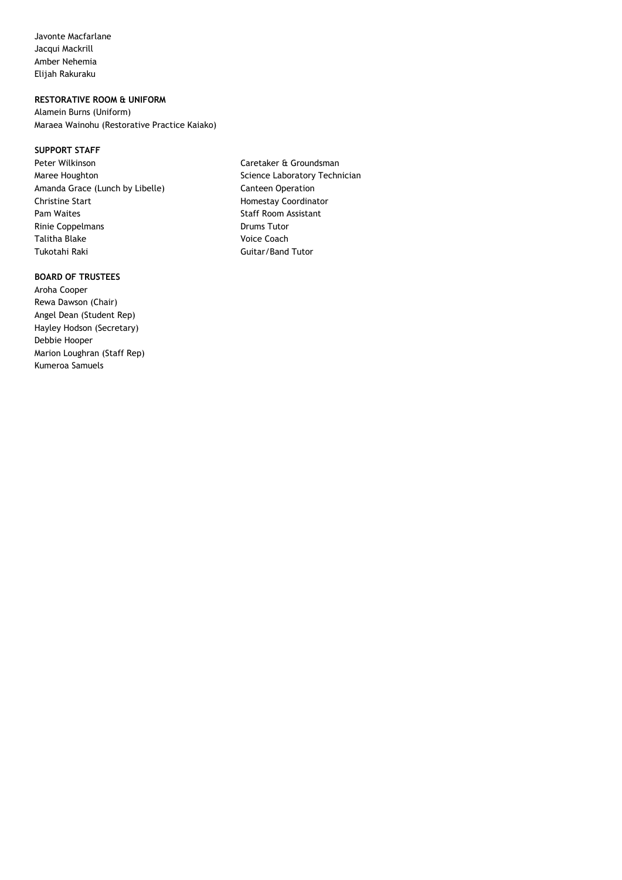Javonte Macfarlane
Jacqui Mackrill
Amber Nehemia
Elijah Rakuraku

**RESTORATIVE ROOM & UNIFORM**

Alamein Burns (Uniform)
Maraea Wainohu (Restorative Practice Kaiako)

**SUPPORT STAFF**

| | |
|---|---|
| Peter Wilkinson | Caretaker & Groundsman |
| Maree Houghton | Science Laboratory Technician |
| Amanda Grace (Lunch by Libelle) | Canteen Operation |
| Christine Start | Homestay Coordinator |
| Pam Waites | Staff Room Assistant |
| Rinie Coppelmans | Drums Tutor |
| Talitha Blake | Voice Coach |
| Tukotahi Raki | Guitar/Band Tutor |

**BOARD OF TRUSTEES**

Aroha Cooper
Rewa Dawson (Chair)
Angel Dean (Student Rep)
Hayley Hodson (Secretary)
Debbie Hooper
Marion Loughran (Staff Rep)
Kumeroa Samuels